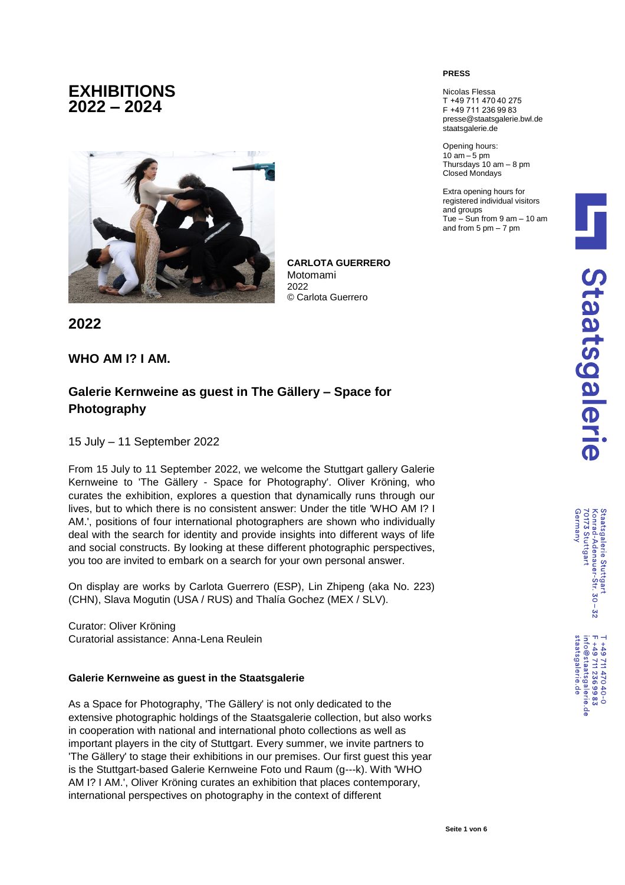# EXHIBITIONS 2022 – 2024

**PRESS**

Nicolas Flessa
T +49 711 470 40 275
F +49 711 236 99 83
presse@staatsgalerie.bwl.de
staatsgalerie.de

Opening hours:
10 am – 5 pm
Thursdays 10 am – 8 pm
Closed Mondays

Extra opening hours for registered individual visitors and groups
Tue – Sun from 9 am – 10 am and from 5 pm – 7 pm

Staatsgalerie Stuttgart
Konrad-Adenauer-Str. 30 – 32
70173 Stuttgart
Germany

T +49 711 470 40-0
F +49 711 236 99 83
info@staatsgalerie.de
staatsgalerie.de

**CARLOTA GUERRERO**
Motomami
2022
© Carlota Guerrero

## 2022

### WHO AM I? I AM.

### Galerie Kernweine as guest in The Gällery – Space for Photography

15 July – 11 September 2022

From 15 July to 11 September 2022, we welcome the Stuttgart gallery Galerie Kernweine to 'The Gällery - Space for Photography'. Oliver Kröning, who curates the exhibition, explores a question that dynamically runs through our lives, but to which there is no consistent answer: Under the title 'WHO AM I? I AM.', positions of four international photographers are shown who individually deal with the search for identity and provide insights into different ways of life and social constructs. By looking at these different photographic perspectives, you too are invited to embark on a search for your own personal answer.

On display are works by Carlota Guerrero (ESP), Lin Zhipeng (aka No. 223) (CHN), Slava Mogutin (USA / RUS) and Thalía Gochez (MEX / SLV).

Curator: Oliver Kröning
Curatorial assistance: Anna-Lena Reulein

**Galerie Kernweine as guest in the Staatsgalerie**

As a Space for Photography, 'The Gällery' is not only dedicated to the extensive photographic holdings of the Staatsgalerie collection, but also works in cooperation with national and international photo collections as well as important players in the city of Stuttgart. Every summer, we invite partners to 'The Gällery' to stage their exhibitions in our premises. Our first guest this year is the Stuttgart-based Galerie Kernweine Foto und Raum (g---k). With 'WHO AM I? I AM.', Oliver Kröning curates an exhibition that places contemporary, international perspectives on photography in the context of different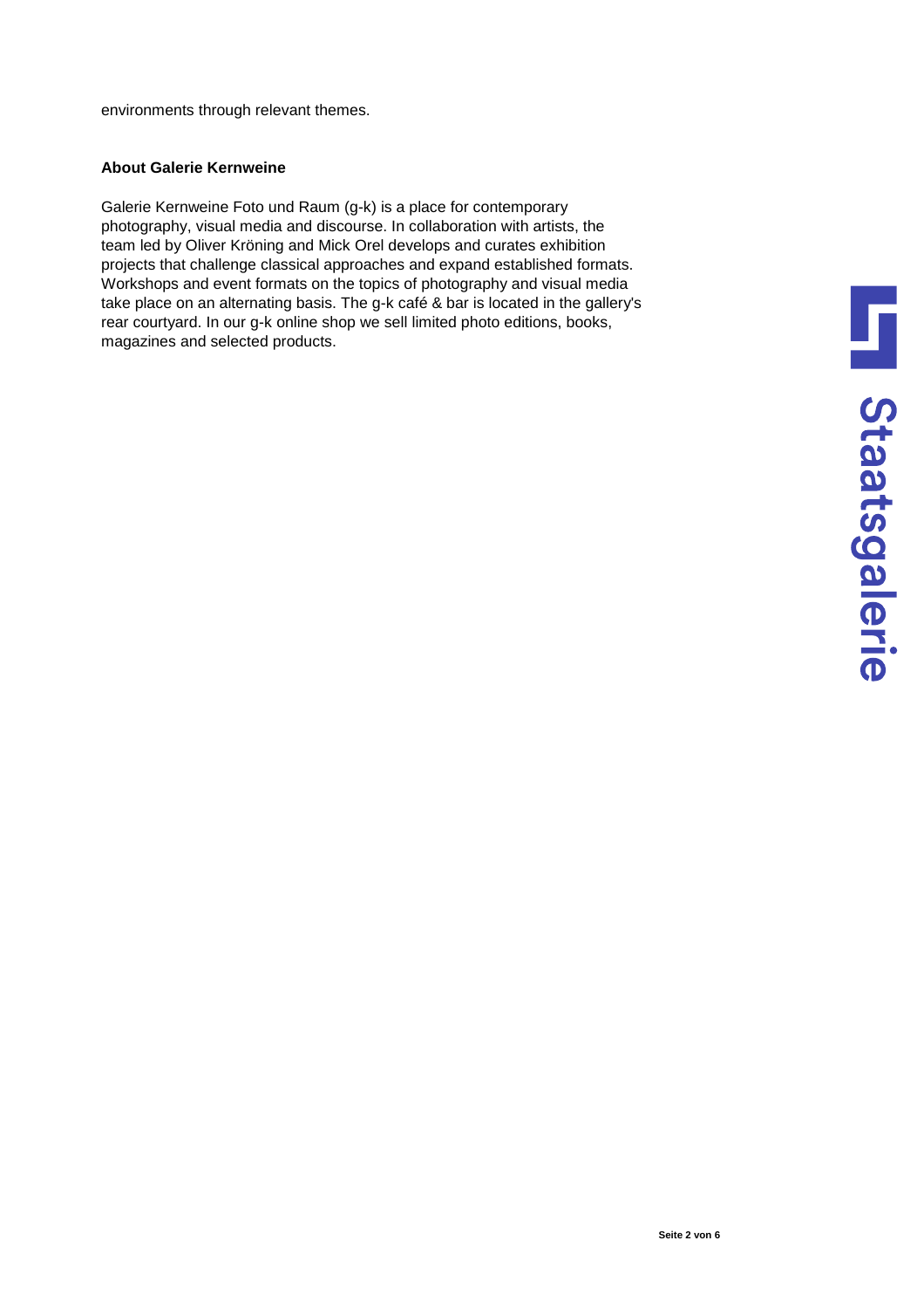environments through relevant themes.

**About Galerie Kernweine**

Galerie Kernweine Foto und Raum (g-k) is a place for contemporary photography, visual media and discourse. In collaboration with artists, the team led by Oliver Kröning and Mick Orel develops and curates exhibition projects that challenge classical approaches and expand established formats. Workshops and event formats on the topics of photography and visual media take place on an alternating basis. The g-k café & bar is located in the gallery's rear courtyard. In our g-k online shop we sell limited photo editions, books, magazines and selected products.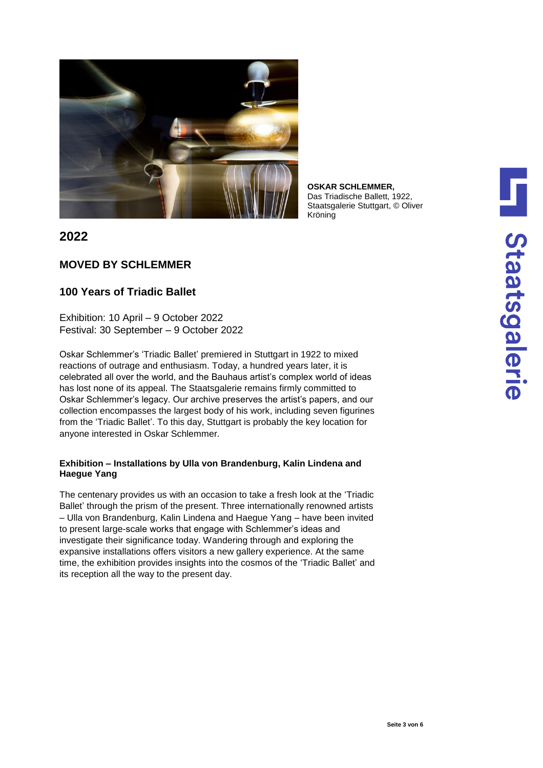**OSKAR SCHLEMMER,**
Das Triadische Ballett, 1922, Staatsgalerie Stuttgart, © Oliver Kröning

## 2022

### MOVED BY SCHLEMMER

### 100 Years of Triadic Ballet

Exhibition: 10 April – 9 October 2022
Festival: 30 September – 9 October 2022

Oskar Schlemmer's 'Triadic Ballet' premiered in Stuttgart in 1922 to mixed reactions of outrage and enthusiasm. Today, a hundred years later, it is celebrated all over the world, and the Bauhaus artist's complex world of ideas has lost none of its appeal. The Staatsgalerie remains firmly committed to Oskar Schlemmer's legacy. Our archive preserves the artist's papers, and our collection encompasses the largest body of his work, including seven figurines from the 'Triadic Ballet'. To this day, Stuttgart is probably the key location for anyone interested in Oskar Schlemmer.

**Exhibition – Installations by Ulla von Brandenburg, Kalin Lindena and Haegue Yang**

The centenary provides us with an occasion to take a fresh look at the 'Triadic Ballet' through the prism of the present. Three internationally renowned artists – Ulla von Brandenburg, Kalin Lindena and Haegue Yang – have been invited to present large-scale works that engage with Schlemmer's ideas and investigate their significance today. Wandering through and exploring the expansive installations offers visitors a new gallery experience. At the same time, the exhibition provides insights into the cosmos of the 'Triadic Ballet' and its reception all the way to the present day.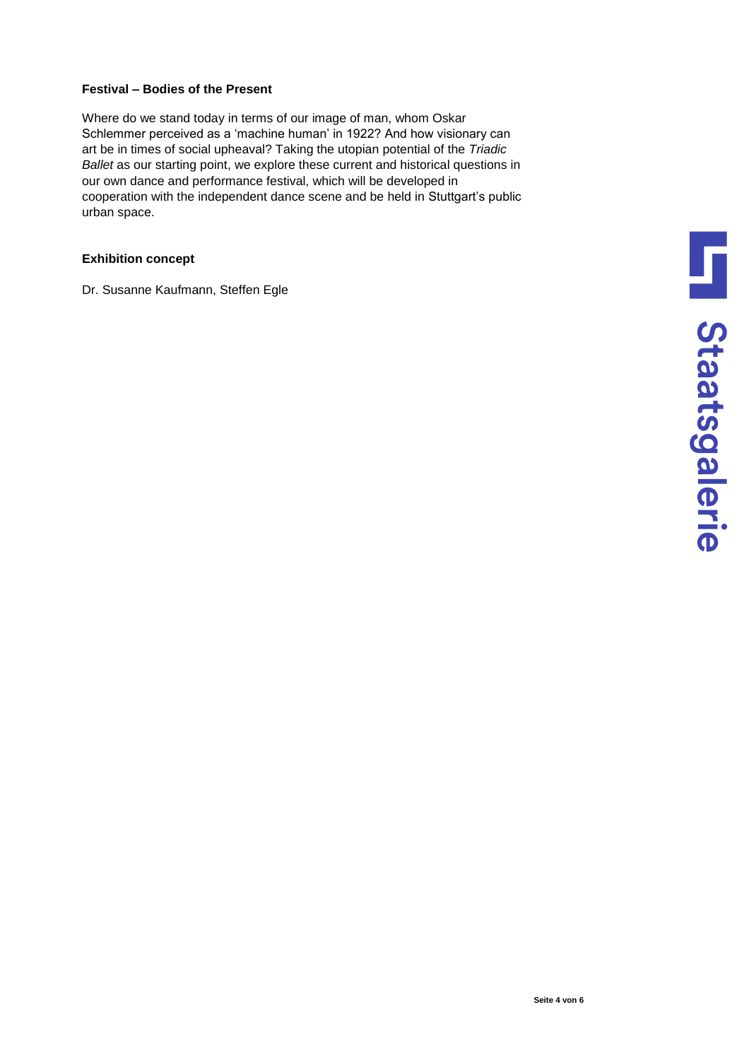**Festival – Bodies of the Present**

Where do we stand today in terms of our image of man, whom Oskar Schlemmer perceived as a 'machine human' in 1922? And how visionary can art be in times of social upheaval? Taking the utopian potential of the *Triadic Ballet* as our starting point, we explore these current and historical questions in our own dance and performance festival, which will be developed in cooperation with the independent dance scene and be held in Stuttgart's public urban space.

**Exhibition concept**

Dr. Susanne Kaufmann, Steffen Egle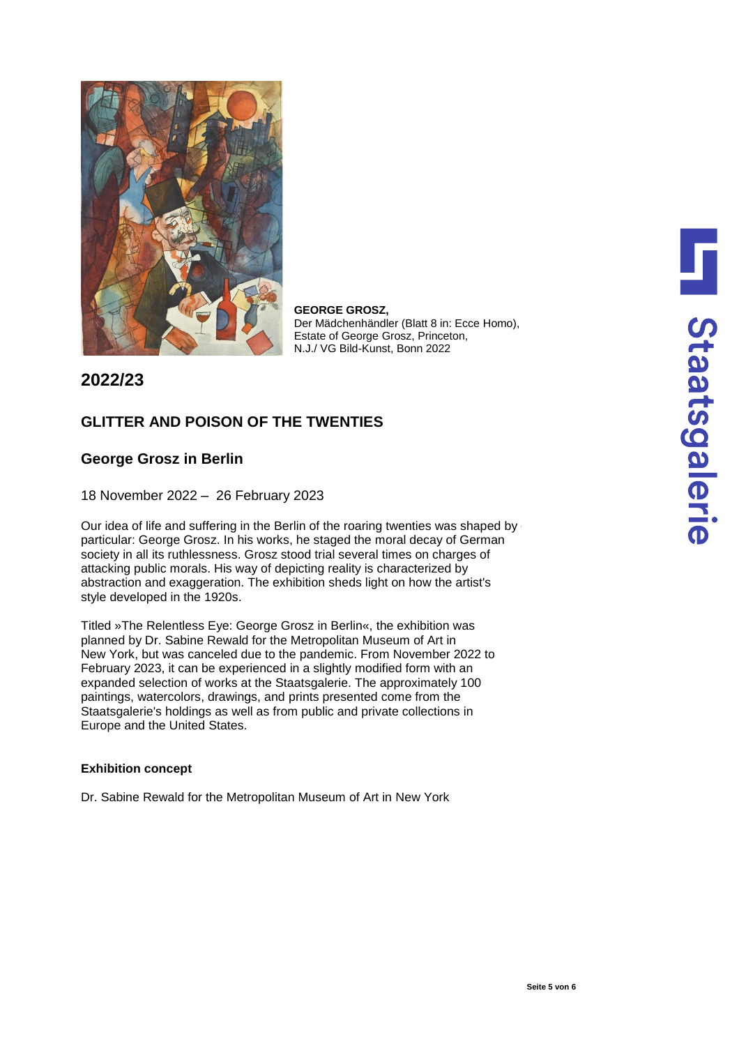**GEORGE GROSZ,**
Der Mädchenhändler (Blatt 8 in: Ecce Homo), Estate of George Grosz, Princeton, N.J./ VG Bild-Kunst, Bonn 2022

## 2022/23

### GLITTER AND POISON OF THE TWENTIES

### George Grosz in Berlin

18 November 2022 – 26 February 2023

Our idea of life and suffering in the Berlin of the roaring twenties was shaped by one artist in particular: George Grosz. In his works, he staged the moral decay of German society in all its ruthlessness. Grosz stood trial several times on charges of attacking public morals. His way of depicting reality is characterized by abstraction and exaggeration. The exhibition sheds light on how the artist's style developed in the 1920s.

Titled »The Relentless Eye: George Grosz in Berlin«, the exhibition was planned by Dr. Sabine Rewald for the Metropolitan Museum of Art in New York, but was canceled due to the pandemic. From November 2022 to February 2023, it can be experienced in a slightly modified form with an expanded selection of works at the Staatsgalerie. The approximately 100 paintings, watercolors, drawings, and prints presented come from the Staatsgalerie's holdings as well as from public and private collections in Europe and the United States.

**Exhibition concept**

Dr. Sabine Rewald for the Metropolitan Museum of Art in New York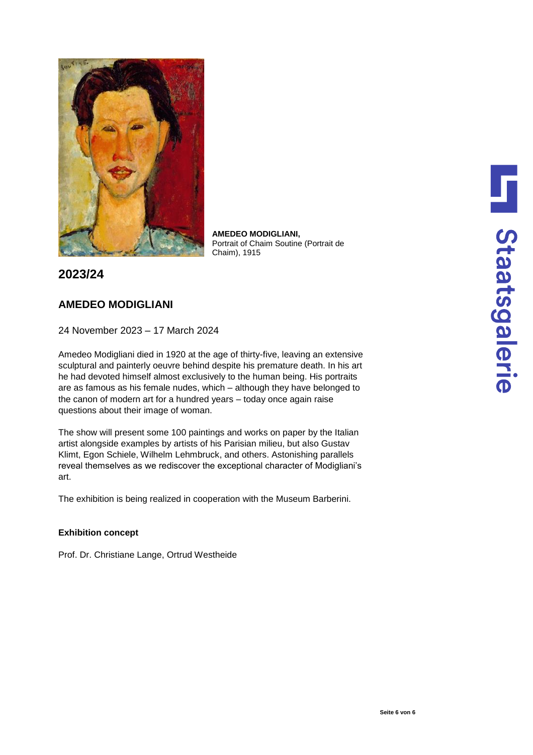**AMEDEO MODIGLIANI,**
Portrait of Chaim Soutine (Portrait de Chaim), 1915

## 2023/24

### AMEDEO MODIGLIANI

24 November 2023 – 17 March 2024

Amedeo Modigliani died in 1920 at the age of thirty-five, leaving an extensive sculptural and painterly oeuvre behind despite his premature death. In his art he had devoted himself almost exclusively to the human being. His portraits are as famous as his female nudes, which – although they have belonged to the canon of modern art for a hundred years – today once again raise questions about their image of woman.

The show will present some 100 paintings and works on paper by the Italian artist alongside examples by artists of his Parisian milieu, but also Gustav Klimt, Egon Schiele, Wilhelm Lehmbruck, and others. Astonishing parallels reveal themselves as we rediscover the exceptional character of Modigliani's art.

The exhibition is being realized in cooperation with the Museum Barberini.

**Exhibition concept**

Prof. Dr. Christiane Lange, Ortrud Westheide